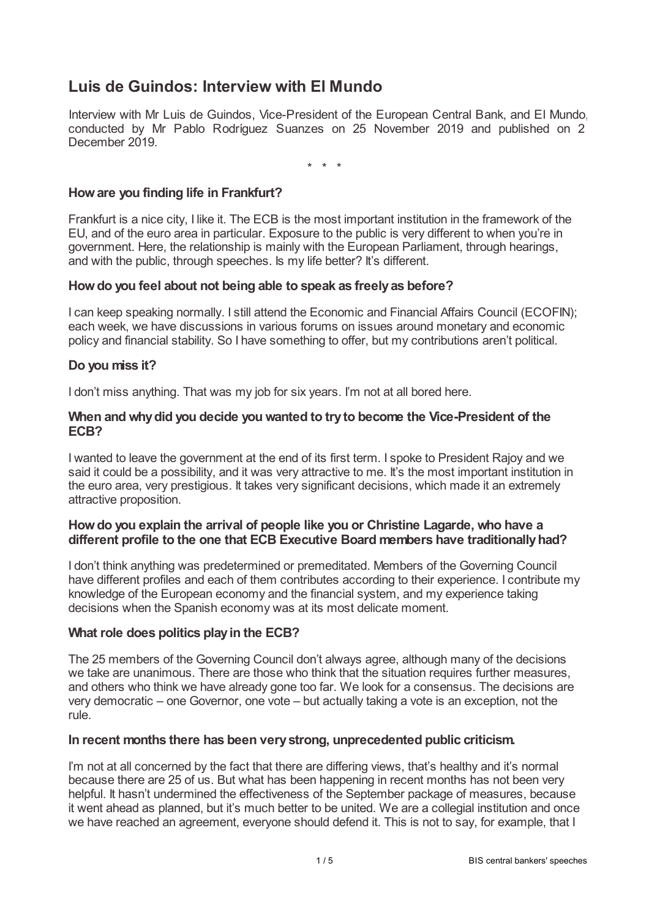# Luis de Guindos: Interview with El Mundo

Interview with Mr Luis de Guindos, Vice-President of the European Central Bank, and El Mundo, conducted by Mr Pablo Rodríguez Suanzes on 25 November 2019 and published on 2 December 2019.

\* \* \*

### How are you finding life in Frankfurt?

Frankfurt is a nice city, I like it. The ECB is the most important institution in the framework of the EU, and of the euro area in particular. Exposure to the public is very different to when you're in government. Here, the relationship is mainly with the European Parliament, through hearings, and with the public, through speeches. Is my life better? It's different.

### How do you feel about not being able to speak as freely as before?

I can keep speaking normally. I still attend the Economic and Financial Affairs Council (ECOFIN); each week, we have discussions in various forums on issues around monetary and economic policy and financial stability. So I have something to offer, but my contributions aren't political.

### Do you miss it?

I don't miss anything. That was my job for six years. I'm not at all bored here.

### When and why did you decide you wanted to try to become the Vice-President of the ECB?

I wanted to leave the government at the end of its first term. I spoke to President Rajoy and we said it could be a possibility, and it was very attractive to me. It's the most important institution in the euro area, very prestigious. It takes very significant decisions, which made it an extremely attractive proposition.

### How do you explain the arrival of people like you or Christine Lagarde, who have a different profile to the one that ECB Executive Board members have traditionally had?

I don't think anything was predetermined or premeditated. Members of the Governing Council have different profiles and each of them contributes according to their experience. I contribute my knowledge of the European economy and the financial system, and my experience taking decisions when the Spanish economy was at its most delicate moment.

### What role does politics play in the ECB?

The 25 members of the Governing Council don't always agree, although many of the decisions we take are unanimous. There are those who think that the situation requires further measures, and others who think we have already gone too far. We look for a consensus. The decisions are very democratic – one Governor, one vote – but actually taking a vote is an exception, not the rule.

### In recent months there has been very strong, unprecedented public criticism.

I'm not at all concerned by the fact that there are differing views, that's healthy and it's normal because there are 25 of us. But what has been happening in recent months has not been very helpful. It hasn't undermined the effectiveness of the September package of measures, because it went ahead as planned, but it's much better to be united. We are a collegial institution and once we have reached an agreement, everyone should defend it. This is not to say, for example, that I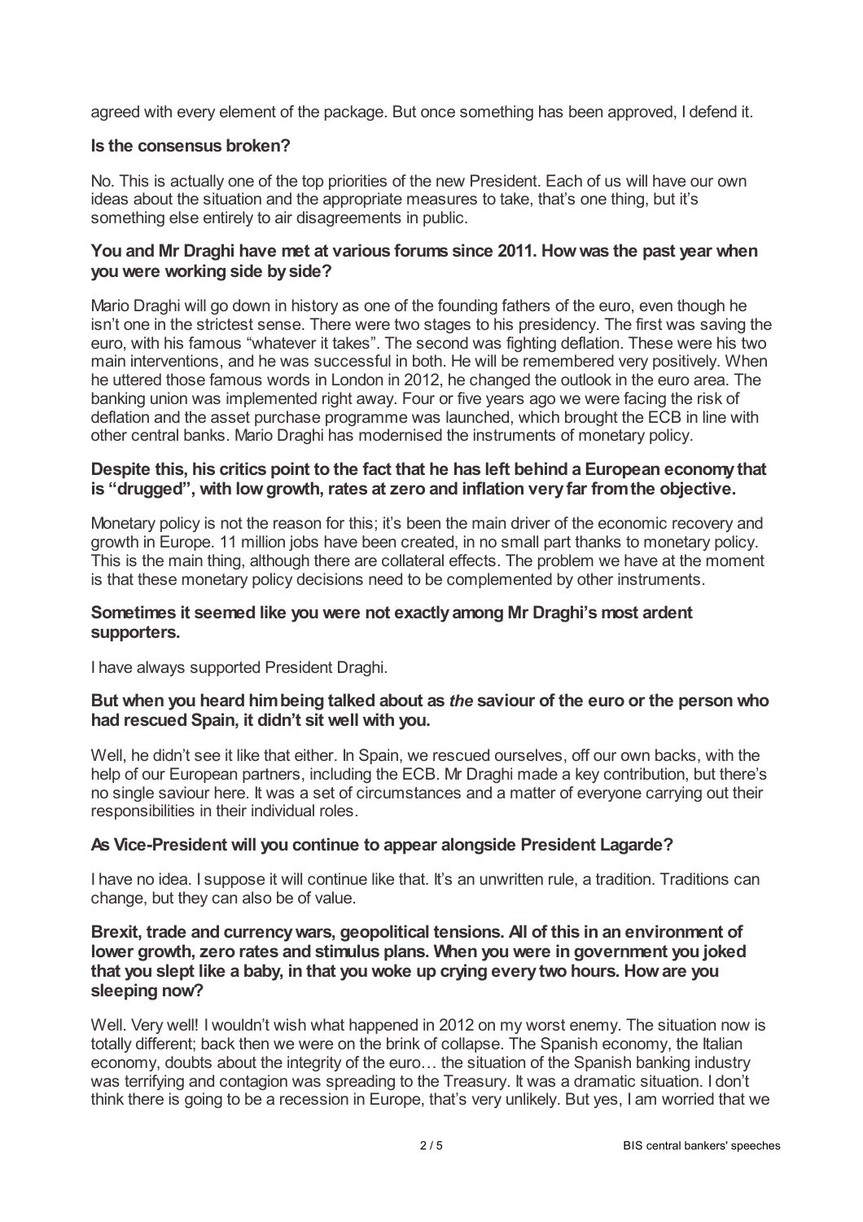agreed with every element of the package. But once something has been approved, I defend it.

**Is the consensus broken?**

No. This is actually one of the top priorities of the new President. Each of us will have our own ideas about the situation and the appropriate measures to take, that's one thing, but it's something else entirely to air disagreements in public.

**You and Mr Draghi have met at various forums since 2011. How was the past year when you were working side by side?**

Mario Draghi will go down in history as one of the founding fathers of the euro, even though he isn't one in the strictest sense. There were two stages to his presidency. The first was saving the euro, with his famous "whatever it takes". The second was fighting deflation. These were his two main interventions, and he was successful in both. He will be remembered very positively. When he uttered those famous words in London in 2012, he changed the outlook in the euro area. The banking union was implemented right away. Four or five years ago we were facing the risk of deflation and the asset purchase programme was launched, which brought the ECB in line with other central banks. Mario Draghi has modernised the instruments of monetary policy.

**Despite this, his critics point to the fact that he has left behind a European economy that is "drugged", with low growth, rates at zero and inflation very far from the objective.**

Monetary policy is not the reason for this; it's been the main driver of the economic recovery and growth in Europe. 11 million jobs have been created, in no small part thanks to monetary policy. This is the main thing, although there are collateral effects. The problem we have at the moment is that these monetary policy decisions need to be complemented by other instruments.

**Sometimes it seemed like you were not exactly among Mr Draghi's most ardent supporters.**

I have always supported President Draghi.

**But when you heard him being talked about as *the* saviour of the euro or the person who had rescued Spain, it didn't sit well with you.**

Well, he didn't see it like that either. In Spain, we rescued ourselves, off our own backs, with the help of our European partners, including the ECB. Mr Draghi made a key contribution, but there's no single saviour here. It was a set of circumstances and a matter of everyone carrying out their responsibilities in their individual roles.

**As Vice-President will you continue to appear alongside President Lagarde?**

I have no idea. I suppose it will continue like that. It's an unwritten rule, a tradition. Traditions can change, but they can also be of value.

**Brexit, trade and currency wars, geopolitical tensions. All of this in an environment of lower growth, zero rates and stimulus plans. When you were in government you joked that you slept like a baby, in that you woke up crying every two hours. How are you sleeping now?**

Well. Very well! I wouldn't wish what happened in 2012 on my worst enemy. The situation now is totally different; back then we were on the brink of collapse. The Spanish economy, the Italian economy, doubts about the integrity of the euro… the situation of the Spanish banking industry was terrifying and contagion was spreading to the Treasury. It was a dramatic situation. I don't think there is going to be a recession in Europe, that's very unlikely. But yes, I am worried that we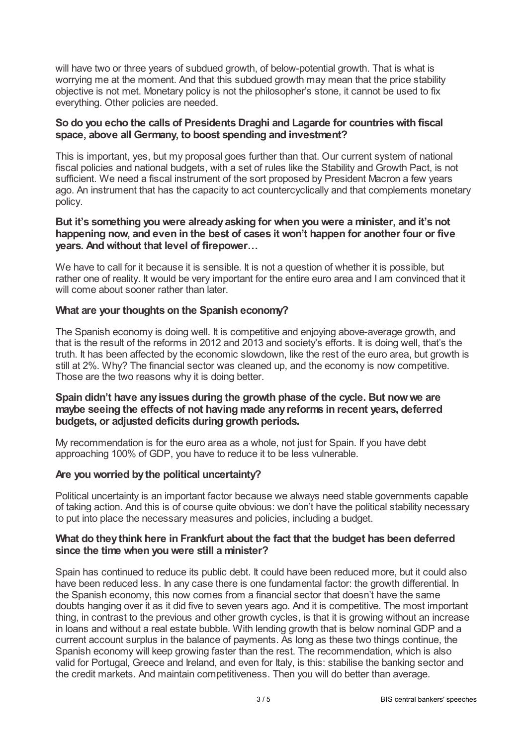will have two or three years of subdued growth, of below-potential growth. That is what is worrying me at the moment. And that this subdued growth may mean that the price stability objective is not met. Monetary policy is not the philosopher's stone, it cannot be used to fix everything. Other policies are needed.

**So do you echo the calls of Presidents Draghi and Lagarde for countries with fiscal space, above all Germany, to boost spending and investment?**

This is important, yes, but my proposal goes further than that. Our current system of national fiscal policies and national budgets, with a set of rules like the Stability and Growth Pact, is not sufficient. We need a fiscal instrument of the sort proposed by President Macron a few years ago. An instrument that has the capacity to act countercyclically and that complements monetary policy.

**But it's something you were already asking for when you were a minister, and it's not happening now, and even in the best of cases it won't happen for another four or five years. And without that level of firepower…**

We have to call for it because it is sensible. It is not a question of whether it is possible, but rather one of reality. It would be very important for the entire euro area and I am convinced that it will come about sooner rather than later.

**What are your thoughts on the Spanish economy?**

The Spanish economy is doing well. It is competitive and enjoying above-average growth, and that is the result of the reforms in 2012 and 2013 and society's efforts. It is doing well, that's the truth. It has been affected by the economic slowdown, like the rest of the euro area, but growth is still at 2%. Why? The financial sector was cleaned up, and the economy is now competitive. Those are the two reasons why it is doing better.

**Spain didn't have any issues during the growth phase of the cycle. But now we are maybe seeing the effects of not having made any reforms in recent years, deferred budgets, or adjusted deficits during growth periods.**

My recommendation is for the euro area as a whole, not just for Spain. If you have debt approaching 100% of GDP, you have to reduce it to be less vulnerable.

**Are you worried by the political uncertainty?**

Political uncertainty is an important factor because we always need stable governments capable of taking action. And this is of course quite obvious: we don't have the political stability necessary to put into place the necessary measures and policies, including a budget.

**What do they think here in Frankfurt about the fact that the budget has been deferred since the time when you were still a minister?**

Spain has continued to reduce its public debt. It could have been reduced more, but it could also have been reduced less. In any case there is one fundamental factor: the growth differential. In the Spanish economy, this now comes from a financial sector that doesn't have the same doubts hanging over it as it did five to seven years ago. And it is competitive. The most important thing, in contrast to the previous and other growth cycles, is that it is growing without an increase in loans and without a real estate bubble. With lending growth that is below nominal GDP and a current account surplus in the balance of payments. As long as these two things continue, the Spanish economy will keep growing faster than the rest. The recommendation, which is also valid for Portugal, Greece and Ireland, and even for Italy, is this: stabilise the banking sector and the credit markets. And maintain competitiveness. Then you will do better than average.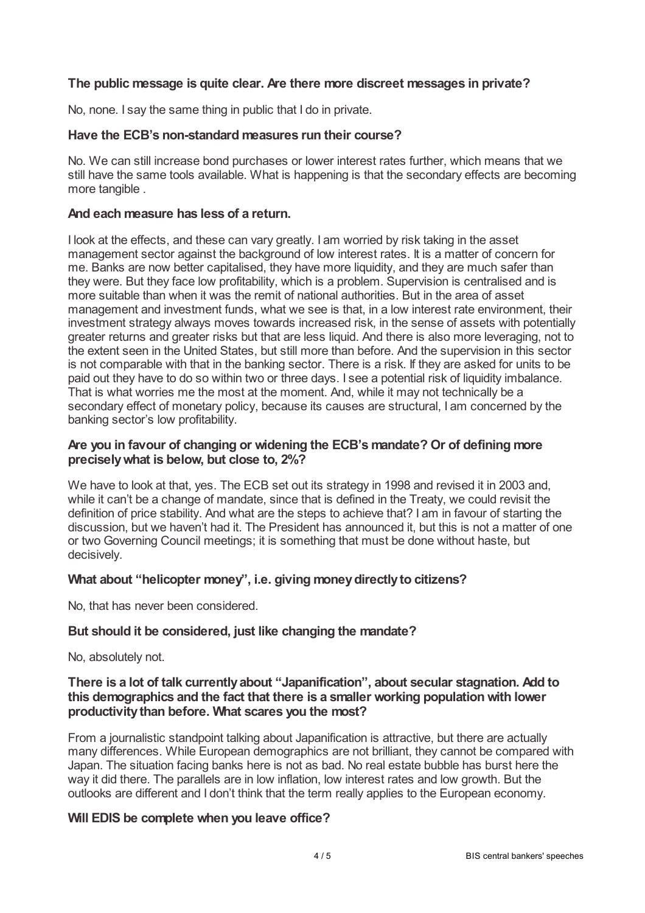**The public message is quite clear. Are there more discreet messages in private?**

No, none. I say the same thing in public that I do in private.

**Have the ECB's non-standard measures run their course?**

No. We can still increase bond purchases or lower interest rates further, which means that we still have the same tools available. What is happening is that the secondary effects are becoming more tangible .

**And each measure has less of a return.**

I look at the effects, and these can vary greatly. I am worried by risk taking in the asset management sector against the background of low interest rates. It is a matter of concern for me. Banks are now better capitalised, they have more liquidity, and they are much safer than they were. But they face low profitability, which is a problem. Supervision is centralised and is more suitable than when it was the remit of national authorities. But in the area of asset management and investment funds, what we see is that, in a low interest rate environment, their investment strategy always moves towards increased risk, in the sense of assets with potentially greater returns and greater risks but that are less liquid. And there is also more leveraging, not to the extent seen in the United States, but still more than before. And the supervision in this sector is not comparable with that in the banking sector. There is a risk. If they are asked for units to be paid out they have to do so within two or three days. I see a potential risk of liquidity imbalance. That is what worries me the most at the moment. And, while it may not technically be a secondary effect of monetary policy, because its causes are structural, I am concerned by the banking sector's low profitability.

**Are you in favour of changing or widening the ECB's mandate? Or of defining more precisely what is below, but close to, 2%?**

We have to look at that, yes. The ECB set out its strategy in 1998 and revised it in 2003 and, while it can't be a change of mandate, since that is defined in the Treaty, we could revisit the definition of price stability. And what are the steps to achieve that? I am in favour of starting the discussion, but we haven't had it. The President has announced it, but this is not a matter of one or two Governing Council meetings; it is something that must be done without haste, but decisively.

**What about "helicopter money", i.e. giving money directly to citizens?**

No, that has never been considered.

**But should it be considered, just like changing the mandate?**

No, absolutely not.

**There is a lot of talk currently about "Japanification", about secular stagnation. Add to this demographics and the fact that there is a smaller working population with lower productivity than before. What scares you the most?**

From a journalistic standpoint talking about Japanification is attractive, but there are actually many differences. While European demographics are not brilliant, they cannot be compared with Japan. The situation facing banks here is not as bad. No real estate bubble has burst here the way it did there. The parallels are in low inflation, low interest rates and low growth. But the outlooks are different and I don't think that the term really applies to the European economy.

**Will EDIS be complete when you leave office?**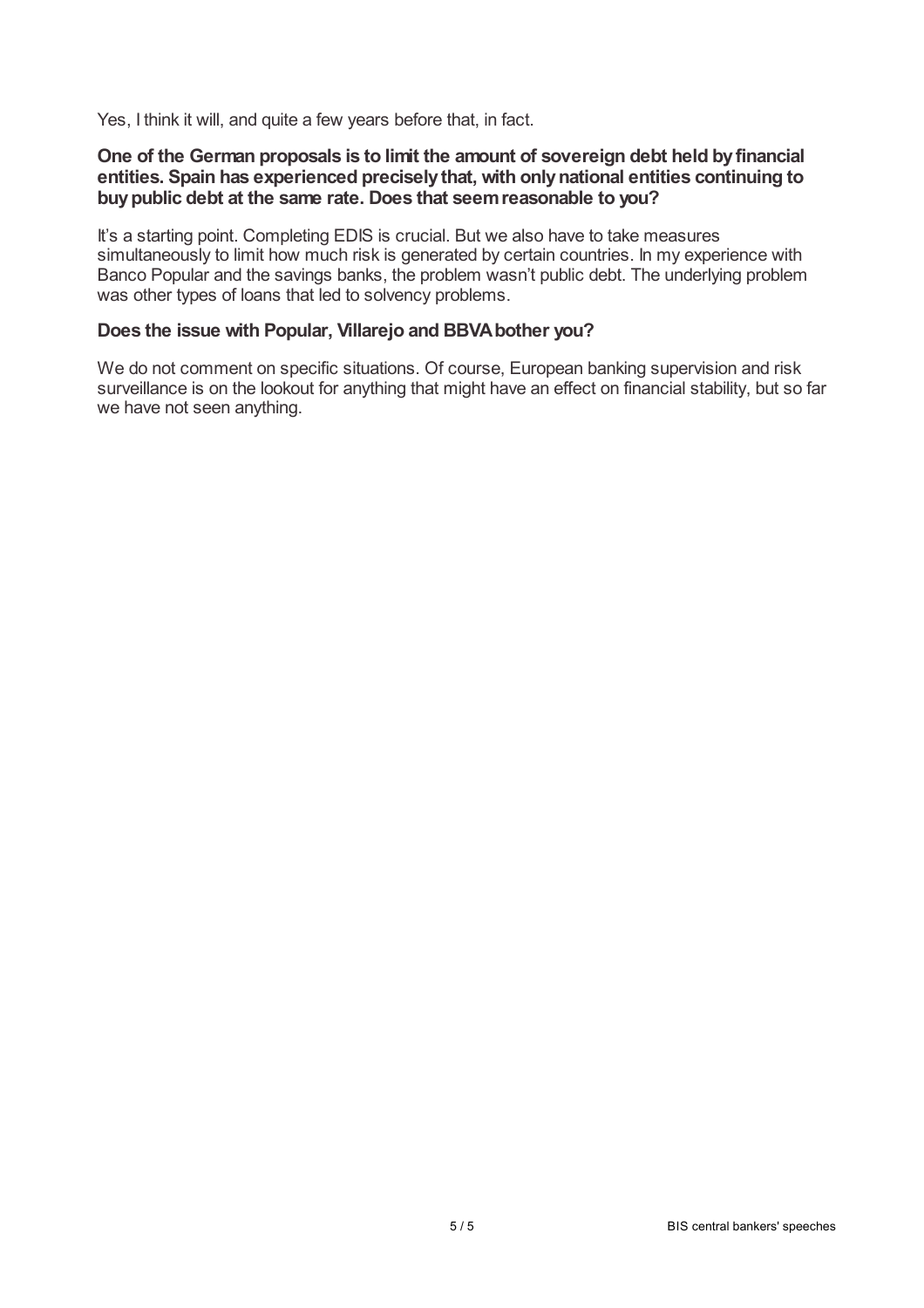Yes, I think it will, and quite a few years before that, in fact.

**One of the German proposals is to limit the amount of sovereign debt held by financial entities. Spain has experienced precisely that, with only national entities continuing to buy public debt at the same rate. Does that seem reasonable to you?**

It's a starting point. Completing EDIS is crucial. But we also have to take measures simultaneously to limit how much risk is generated by certain countries. In my experience with Banco Popular and the savings banks, the problem wasn't public debt. The underlying problem was other types of loans that led to solvency problems.

**Does the issue with Popular, Villarejo and BBVA bother you?**

We do not comment on specific situations. Of course, European banking supervision and risk surveillance is on the lookout for anything that might have an effect on financial stability, but so far we have not seen anything.